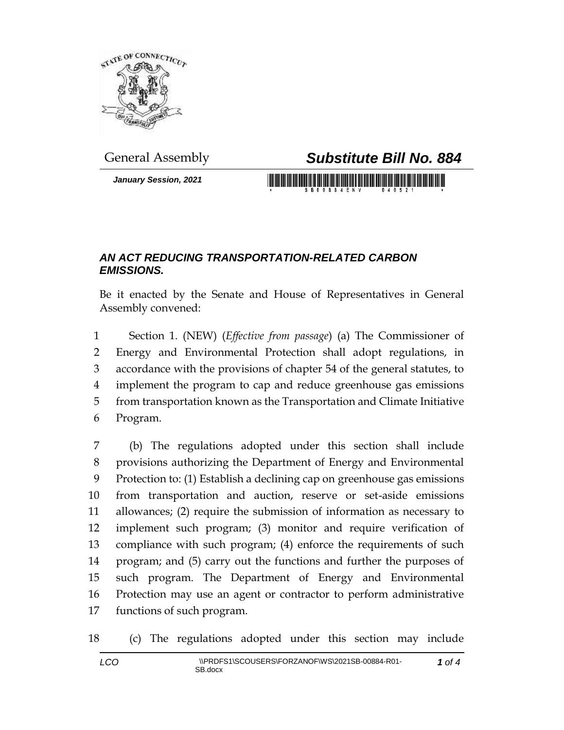General Assembly

# *Substitute Bill No. 884*

***January Session, 2021***

## *AN ACT REDUCING TRANSPORTATION-RELATED CARBON EMISSIONS.*

Be it enacted by the Senate and House of Representatives in General Assembly convened:

1 Section 1. (NEW) (*Effective from passage*) (a) The Commissioner of
2 Energy and Environmental Protection shall adopt regulations, in
3 accordance with the provisions of chapter 54 of the general statutes, to
4 implement the program to cap and reduce greenhouse gas emissions
5 from transportation known as the Transportation and Climate Initiative
6 Program.

7 (b) The regulations adopted under this section shall include
8 provisions authorizing the Department of Energy and Environmental
9 Protection to: (1) Establish a declining cap on greenhouse gas emissions
10 from transportation and auction, reserve or set-aside emissions
11 allowances; (2) require the submission of information as necessary to
12 implement such program; (3) monitor and require verification of
13 compliance with such program; (4) enforce the requirements of such
14 program; and (5) carry out the functions and further the purposes of
15 such program. The Department of Energy and Environmental
16 Protection may use an agent or contractor to perform administrative
17 functions of such program.

18 (c) The regulations adopted under this section may include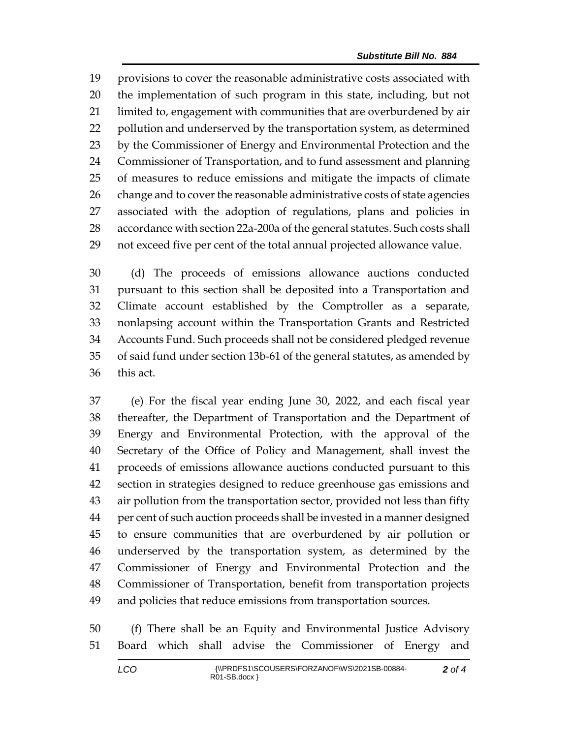provisions to cover the reasonable administrative costs associated with the implementation of such program in this state, including, but not limited to, engagement with communities that are overburdened by air pollution and underserved by the transportation system, as determined by the Commissioner of Energy and Environmental Protection and the Commissioner of Transportation, and to fund assessment and planning of measures to reduce emissions and mitigate the impacts of climate change and to cover the reasonable administrative costs of state agencies associated with the adoption of regulations, plans and policies in accordance with section 22a-200a of the general statutes. Such costs shall not exceed five per cent of the total annual projected allowance value.

(d) The proceeds of emissions allowance auctions conducted pursuant to this section shall be deposited into a Transportation and Climate account established by the Comptroller as a separate, nonlapsing account within the Transportation Grants and Restricted Accounts Fund. Such proceeds shall not be considered pledged revenue of said fund under section 13b-61 of the general statutes, as amended by this act.

(e) For the fiscal year ending June 30, 2022, and each fiscal year thereafter, the Department of Transportation and the Department of Energy and Environmental Protection, with the approval of the Secretary of the Office of Policy and Management, shall invest the proceeds of emissions allowance auctions conducted pursuant to this section in strategies designed to reduce greenhouse gas emissions and air pollution from the transportation sector, provided not less than fifty per cent of such auction proceeds shall be invested in a manner designed to ensure communities that are overburdened by air pollution or underserved by the transportation system, as determined by the Commissioner of Energy and Environmental Protection and the Commissioner of Transportation, benefit from transportation projects and policies that reduce emissions from transportation sources.

(f) There shall be an Equity and Environmental Justice Advisory Board which shall advise the Commissioner of Energy and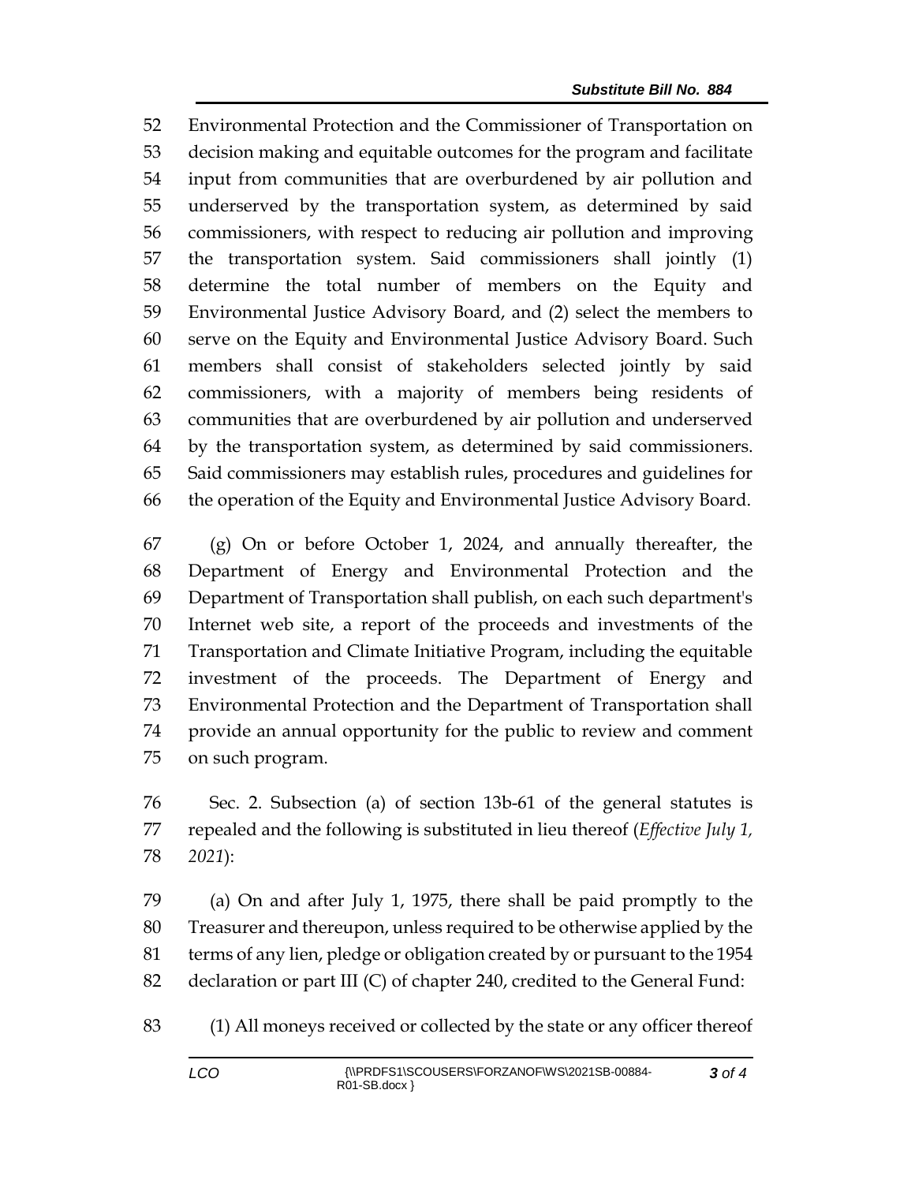Environmental Protection and the Commissioner of Transportation on decision making and equitable outcomes for the program and facilitate input from communities that are overburdened by air pollution and underserved by the transportation system, as determined by said commissioners, with respect to reducing air pollution and improving the transportation system. Said commissioners shall jointly (1) determine the total number of members on the Equity and Environmental Justice Advisory Board, and (2) select the members to serve on the Equity and Environmental Justice Advisory Board. Such members shall consist of stakeholders selected jointly by said commissioners, with a majority of members being residents of communities that are overburdened by air pollution and underserved by the transportation system, as determined by said commissioners. Said commissioners may establish rules, procedures and guidelines for the operation of the Equity and Environmental Justice Advisory Board.

(g) On or before October 1, 2024, and annually thereafter, the Department of Energy and Environmental Protection and the Department of Transportation shall publish, on each such department's Internet web site, a report of the proceeds and investments of the Transportation and Climate Initiative Program, including the equitable investment of the proceeds. The Department of Energy and Environmental Protection and the Department of Transportation shall provide an annual opportunity for the public to review and comment on such program.

Sec. 2. Subsection (a) of section 13b-61 of the general statutes is repealed and the following is substituted in lieu thereof (*Effective July 1, 2021*):

(a) On and after July 1, 1975, there shall be paid promptly to the Treasurer and thereupon, unless required to be otherwise applied by the terms of any lien, pledge or obligation created by or pursuant to the 1954 declaration or part III (C) of chapter 240, credited to the General Fund:

(1) All moneys received or collected by the state or any officer thereof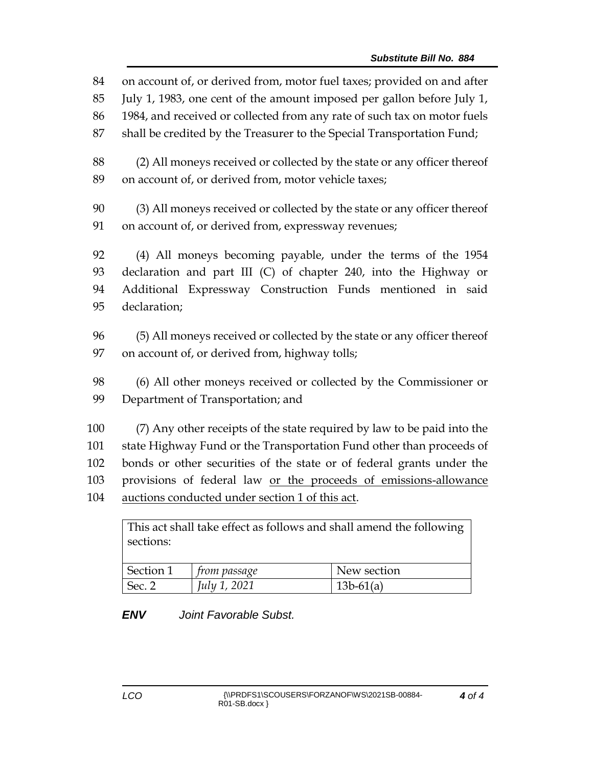on account of, or derived from, motor fuel taxes; provided on and after July 1, 1983, one cent of the amount imposed per gallon before July 1, 1984, and received or collected from any rate of such tax on motor fuels shall be credited by the Treasurer to the Special Transportation Fund;

(2) All moneys received or collected by the state or any officer thereof on account of, or derived from, motor vehicle taxes;

(3) All moneys received or collected by the state or any officer thereof on account of, or derived from, expressway revenues;

(4) All moneys becoming payable, under the terms of the 1954 declaration and part III (C) of chapter 240, into the Highway or Additional Expressway Construction Funds mentioned in said declaration;

(5) All moneys received or collected by the state or any officer thereof on account of, or derived from, highway tolls;

(6) All other moneys received or collected by the Commissioner or Department of Transportation; and

(7) Any other receipts of the state required by law to be paid into the state Highway Fund or the Transportation Fund other than proceeds of bonds or other securities of the state or of federal grants under the provisions of federal law <u>or the proceeds of emissions-allowance auctions conducted under section 1 of this act</u>.

| This act shall take effect as follows and shall amend the following sections: | | |
|---|---|---|
| Section 1 | *from passage* | New section |
| Sec. 2 | *July 1, 2021* | 13b-61(a) |

***ENV*** *Joint Favorable Subst.*